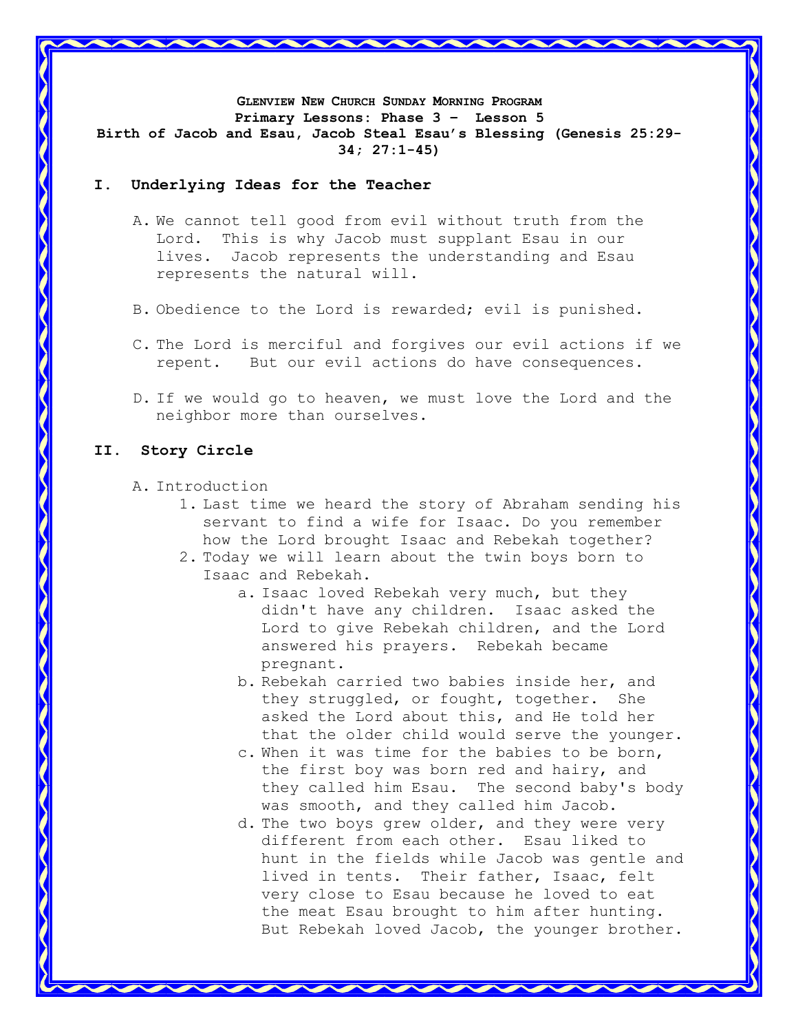**GLENVIEW NEW CHURCH SUNDAY MORNING PROGRAM**
**Primary Lessons: Phase 3 – Lesson 5**
**Birth of Jacob and Esau, Jacob Steal Esau's Blessing (Genesis 25:29-34; 27:1-45)**

## I. Underlying Ideas for the Teacher

A. We cannot tell good from evil without truth from the Lord. This is why Jacob must supplant Esau in our lives. Jacob represents the understanding and Esau represents the natural will.

B. Obedience to the Lord is rewarded; evil is punished.

C. The Lord is merciful and forgives our evil actions if we repent. But our evil actions do have consequences.

D. If we would go to heaven, we must love the Lord and the neighbor more than ourselves.

## II. Story Circle

A. Introduction

1. Last time we heard the story of Abraham sending his servant to find a wife for Isaac. Do you remember how the Lord brought Isaac and Rebekah together?
2. Today we will learn about the twin boys born to Isaac and Rebekah.
   a. Isaac loved Rebekah very much, but they didn't have any children. Isaac asked the Lord to give Rebekah children, and the Lord answered his prayers. Rebekah became pregnant.
   b. Rebekah carried two babies inside her, and they struggled, or fought, together. She asked the Lord about this, and He told her that the older child would serve the younger.
   c. When it was time for the babies to be born, the first boy was born red and hairy, and they called him Esau. The second baby's body was smooth, and they called him Jacob.
   d. The two boys grew older, and they were very different from each other. Esau liked to hunt in the fields while Jacob was gentle and lived in tents. Their father, Isaac, felt very close to Esau because he loved to eat the meat Esau brought to him after hunting. But Rebekah loved Jacob, the younger brother.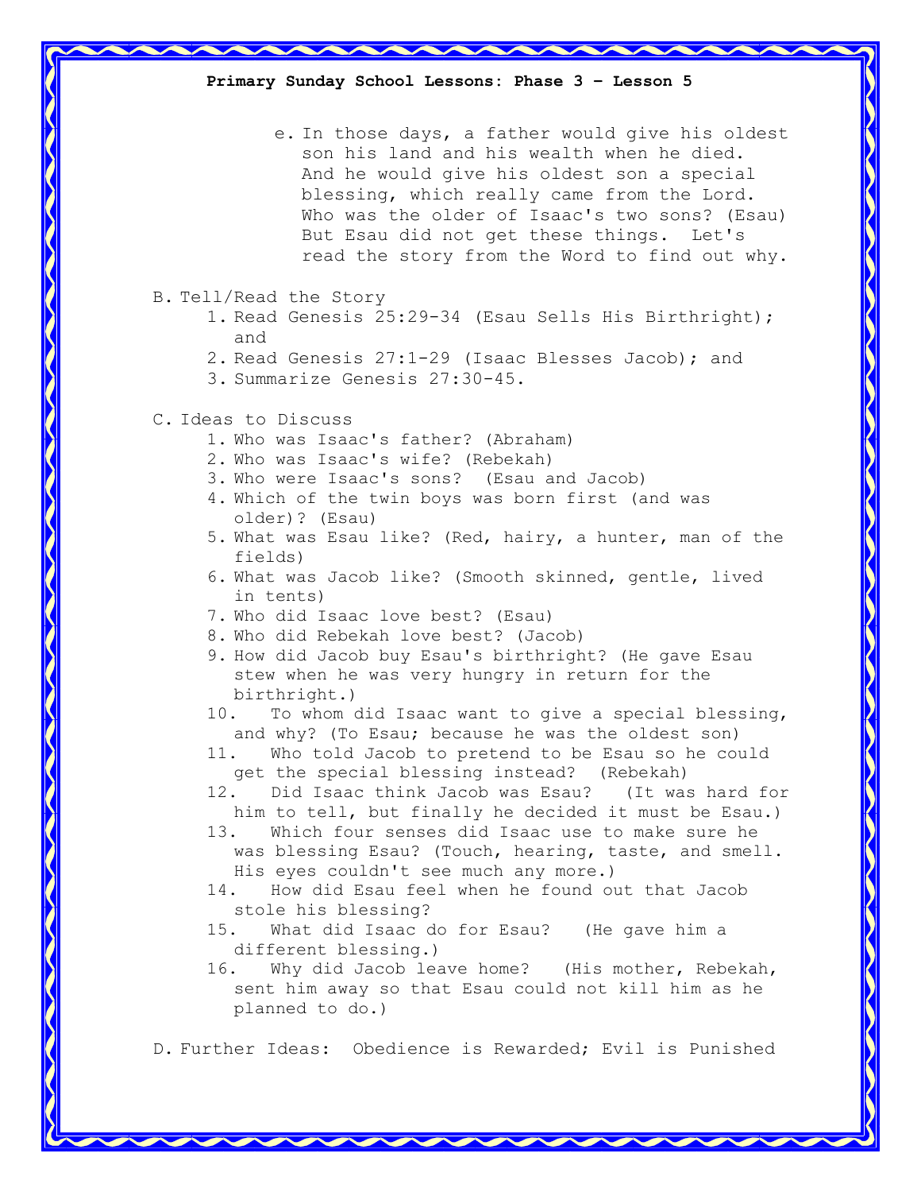**Primary Sunday School Lessons: Phase 3 – Lesson 5**

e. In those days, a father would give his oldest son his land and his wealth when he died. And he would give his oldest son a special blessing, which really came from the Lord. Who was the older of Isaac's two sons? (Esau) But Esau did not get these things. Let's read the story from the Word to find out why.

B. Tell/Read the Story

1. Read Genesis 25:29-34 (Esau Sells His Birthright); and
2. Read Genesis 27:1-29 (Isaac Blesses Jacob); and
3. Summarize Genesis 27:30-45.

C. Ideas to Discuss

1. Who was Isaac's father? (Abraham)
2. Who was Isaac's wife? (Rebekah)
3. Who were Isaac's sons? (Esau and Jacob)
4. Which of the twin boys was born first (and was older)? (Esau)
5. What was Esau like? (Red, hairy, a hunter, man of the fields)
6. What was Jacob like? (Smooth skinned, gentle, lived in tents)
7. Who did Isaac love best? (Esau)
8. Who did Rebekah love best? (Jacob)
9. How did Jacob buy Esau's birthright? (He gave Esau stew when he was very hungry in return for the birthright.)
10. To whom did Isaac want to give a special blessing, and why? (To Esau; because he was the oldest son)
11. Who told Jacob to pretend to be Esau so he could get the special blessing instead? (Rebekah)
12. Did Isaac think Jacob was Esau? (It was hard for him to tell, but finally he decided it must be Esau.)
13. Which four senses did Isaac use to make sure he was blessing Esau? (Touch, hearing, taste, and smell. His eyes couldn't see much any more.)
14. How did Esau feel when he found out that Jacob stole his blessing?
15. What did Isaac do for Esau? (He gave him a different blessing.)
16. Why did Jacob leave home? (His mother, Rebekah, sent him away so that Esau could not kill him as he planned to do.)

D. Further Ideas: Obedience is Rewarded; Evil is Punished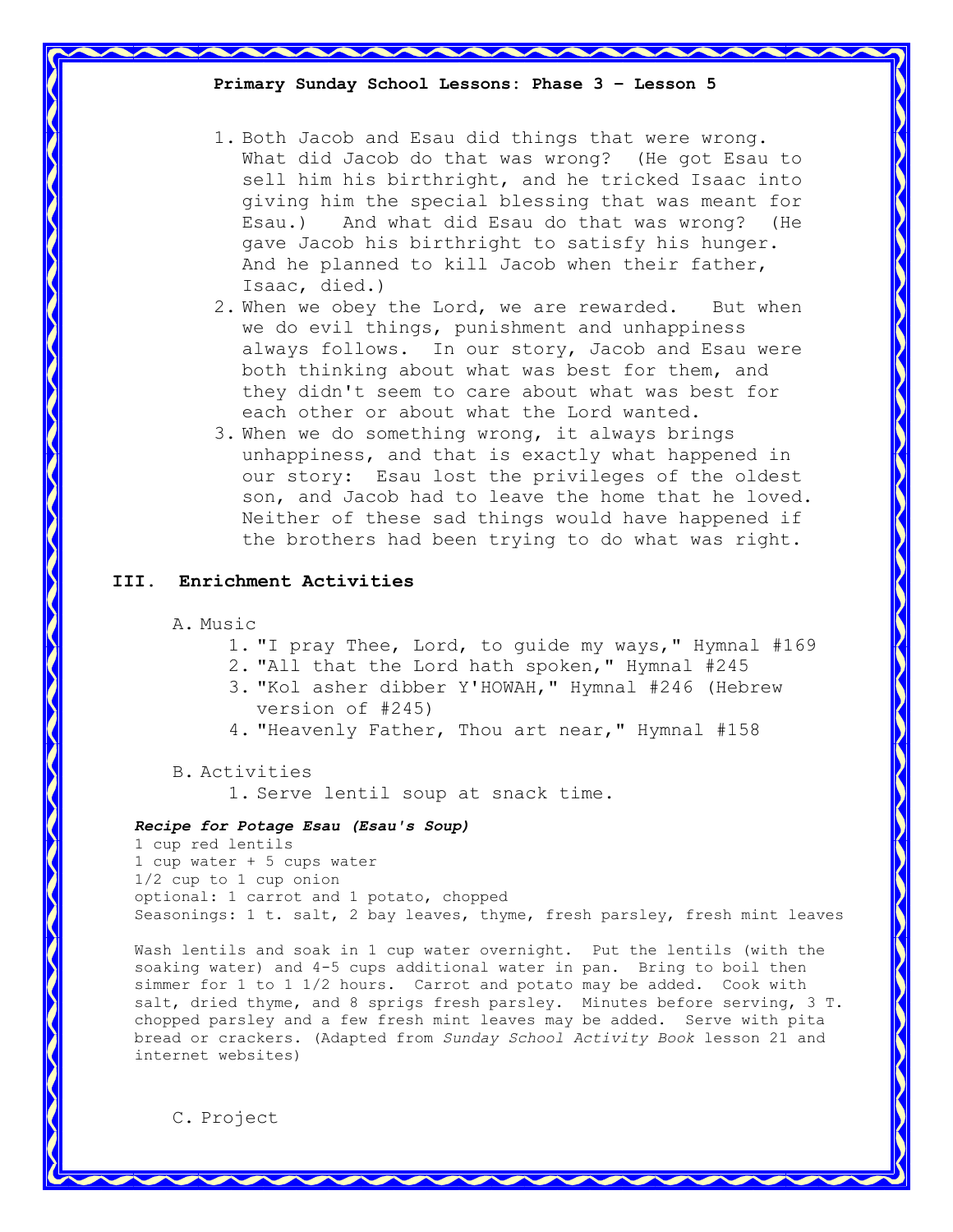1. Both Jacob and Esau did things that were wrong. What did Jacob do that was wrong? (He got Esau to sell him his birthright, and he tricked Isaac into giving him the special blessing that was meant for Esau.) And what did Esau do that was wrong? (He gave Jacob his birthright to satisfy his hunger. And he planned to kill Jacob when their father, Isaac, died.)
2. When we obey the Lord, we are rewarded. But when we do evil things, punishment and unhappiness always follows. In our story, Jacob and Esau were both thinking about what was best for them, and they didn't seem to care about what was best for each other or about what the Lord wanted.
3. When we do something wrong, it always brings unhappiness, and that is exactly what happened in our story: Esau lost the privileges of the oldest son, and Jacob had to leave the home that he loved. Neither of these sad things would have happened if the brothers had been trying to do what was right.

## III. Enrichment Activities

A. Music

1. "I pray Thee, Lord, to guide my ways," Hymnal #169
2. "All that the Lord hath spoken," Hymnal #245
3. "Kol asher dibber Y'HOWAH," Hymnal #246 (Hebrew version of #245)
4. "Heavenly Father, Thou art near," Hymnal #158

B. Activities

1. Serve lentil soup at snack time.

***Recipe for Potage Esau (Esau's Soup)***

1 cup red lentils
1 cup water + 5 cups water
1/2 cup to 1 cup onion
optional: 1 carrot and 1 potato, chopped
Seasonings: 1 t. salt, 2 bay leaves, thyme, fresh parsley, fresh mint leaves

Wash lentils and soak in 1 cup water overnight. Put the lentils (with the soaking water) and 4-5 cups additional water in pan. Bring to boil then simmer for 1 to 1 1/2 hours. Carrot and potato may be added. Cook with salt, dried thyme, and 8 sprigs fresh parsley. Minutes before serving, 3 T. chopped parsley and a few fresh mint leaves may be added. Serve with pita bread or crackers. (Adapted from *Sunday School Activity Book* lesson 21 and internet websites)

C. Project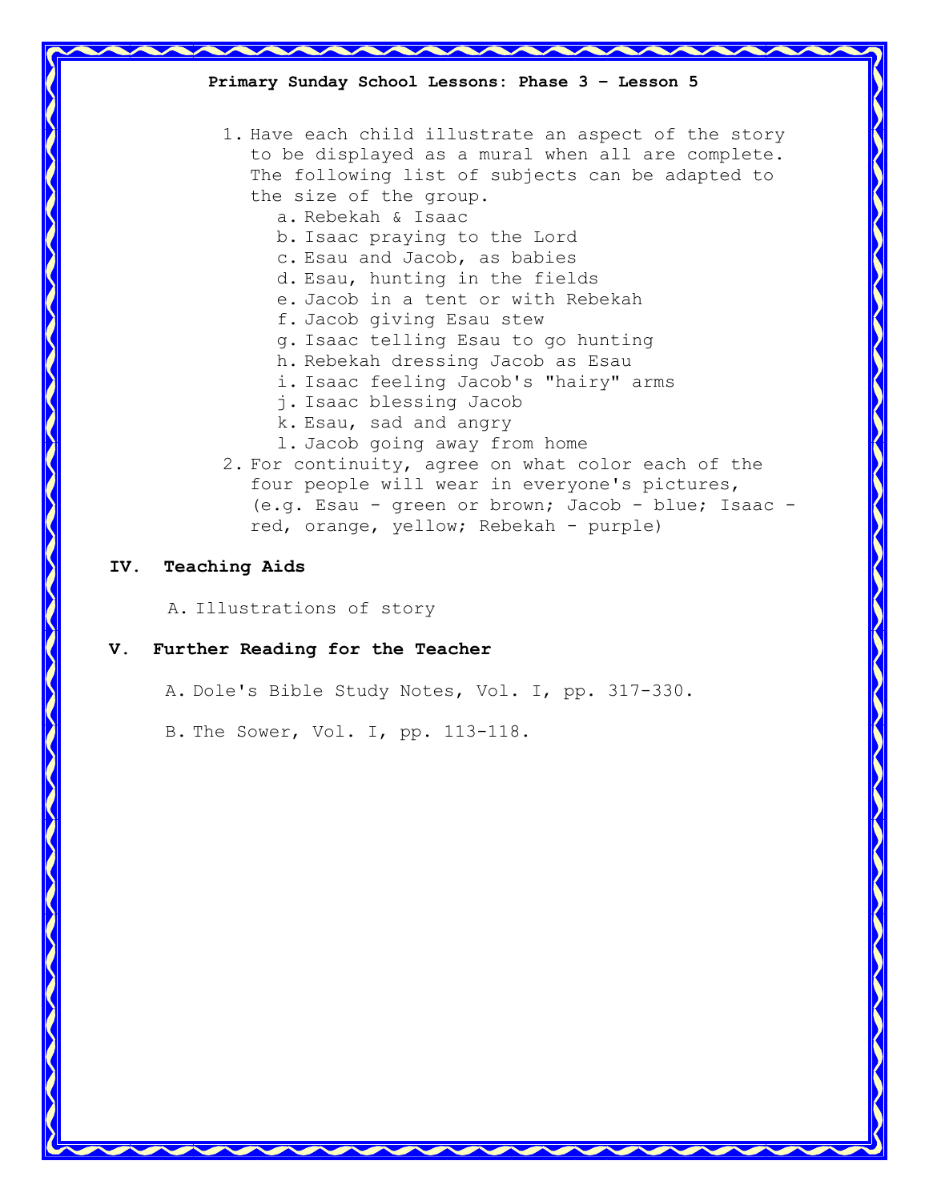1. Have each child illustrate an aspect of the story to be displayed as a mural when all are complete. The following list of subjects can be adapted to the size of the group.
   a. Rebekah & Isaac
   b. Isaac praying to the Lord
   c. Esau and Jacob, as babies
   d. Esau, hunting in the fields
   e. Jacob in a tent or with Rebekah
   f. Jacob giving Esau stew
   g. Isaac telling Esau to go hunting
   h. Rebekah dressing Jacob as Esau
   i. Isaac feeling Jacob's "hairy" arms
   j. Isaac blessing Jacob
   k. Esau, sad and angry
   l. Jacob going away from home
2. For continuity, agree on what color each of the four people will wear in everyone's pictures, (e.g. Esau - green or brown; Jacob - blue; Isaac - red, orange, yellow; Rebekah - purple)

## IV. Teaching Aids

A. Illustrations of story

## V. Further Reading for the Teacher

A. Dole's Bible Study Notes, Vol. I, pp. 317-330.

B. The Sower, Vol. I, pp. 113-118.